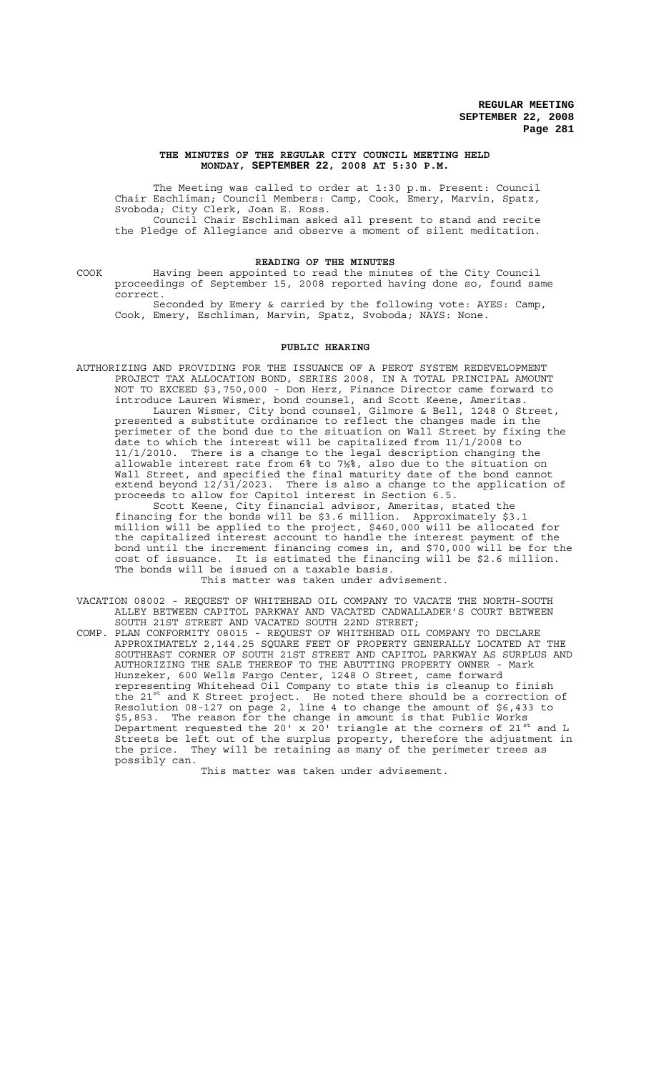**THE MINUTES OF THE REGULAR CITY COUNCIL MEETING HELD MONDAY, SEPTEMBER 22, 2008 AT 5:30 P.M.**

The Meeting was called to order at 1:30 p.m. Present: Council Chair Eschliman; Council Members: Camp, Cook, Emery, Marvin, Spatz, Svoboda; City Clerk, Joan E. Ross.

Council Chair Eschliman asked all present to stand and recite the Pledge of Allegiance and observe a moment of silent meditation.

**READING OF THE MINUTES**

COOK Having been appointed to read the minutes of the City Council proceedings of September 15, 2008 reported having done so, found same correct.

Seconded by Emery & carried by the following vote: AYES: Camp, Cook, Emery, Eschliman, Marvin, Spatz, Svoboda; NAYS: None.

**PUBLIC HEARING**

AUTHORIZING AND PROVIDING FOR THE ISSUANCE OF A PEROT SYSTEM REDEVELOPMENT PROJECT TAX ALLOCATION BOND, SERIES 2008, IN A TOTAL PRINCIPAL AMOUNT NOT TO EXCEED $3,750,000 - Don Herz, Finance Director came forward to introduce Lauren Wismer, bond counsel, and Scott Keene, Ameritas.

Lauren Wismer, City bond counsel, Gilmore & Bell, 1248 O Street, presented a substitute ordinance to reflect the changes made in the perimeter of the bond due to the situation on Wall Street by fixing the date to which the interest will be capitalized from 11/1/2008 to 11/1/2010. There is a change to the legal description changing the allowable interest rate from 6% to 7½%, also due to the situation on Wall Street, and specified the final maturity date of the bond cannot extend beyond 12/31/2023. There is also a change to the application of proceeds to allow for Capitol interest in Section 6.5.

Scott Keene, City financial advisor, Ameritas, stated the financing for the bonds will be $3.6 million. Approximately $3.1 million will be applied to the project, $460,000 will be allocated for the capitalized interest account to handle the interest payment of the bond until the increment financing comes in, and $70,000 will be for the cost of issuance. It is estimated the financing will be $2.6 million. The bonds will be issued on a taxable basis.

This matter was taken under advisement.

VACATION 08002 - REQUEST OF WHITEHEAD OIL COMPANY TO VACATE THE NORTH-SOUTH ALLEY BETWEEN CAPITOL PARKWAY AND VACATED CADWALLADER'S COURT BETWEEN SOUTH 21ST STREET AND VACATED SOUTH 22ND STREET;

COMP. PLAN CONFORMITY 08015 - REQUEST OF WHITEHEAD OIL COMPANY TO DECLARE APPROXIMATELY 2,144.25 SQUARE FEET OF PROPERTY GENERALLY LOCATED AT THE SOUTHEAST CORNER OF SOUTH 21ST STREET AND CAPITOL PARKWAY AS SURPLUS AND AUTHORIZING THE SALE THEREOF TO THE ABUTTING PROPERTY OWNER - Mark Hunzeker, 600 Wells Fargo Center, 1248 O Street, came forward representing Whitehead Oil Company to state this is cleanup to finish the 21st and K Street project. He noted there should be a correction of Resolution 08-127 on page 2, line 4 to change the amount of $6,433 to $5,853. The reason for the change in amount is that Public Works Department requested the 20' x 20' triangle at the corners of 21st and L Streets be left out of the surplus property, therefore the adjustment in the price. They will be retaining as many of the perimeter trees as possibly can.

This matter was taken under advisement.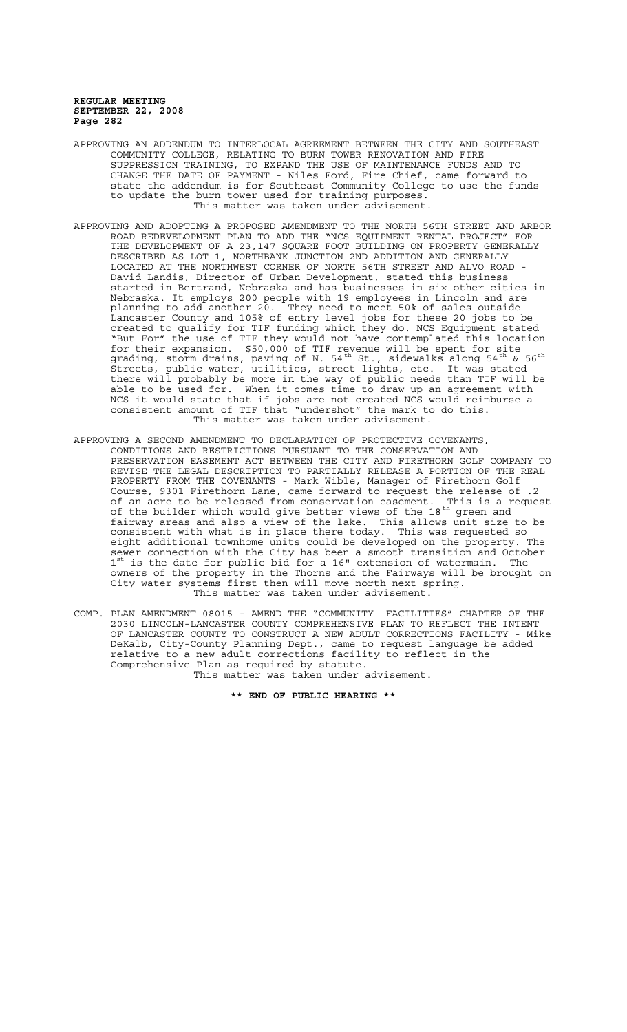APPROVING AN ADDENDUM TO INTERLOCAL AGREEMENT BETWEEN THE CITY AND SOUTHEAST COMMUNITY COLLEGE, RELATING TO BURN TOWER RENOVATION AND FIRE SUPPRESSION TRAINING, TO EXPAND THE USE OF MAINTENANCE FUNDS AND TO CHANGE THE DATE OF PAYMENT - Niles Ford, Fire Chief, came forward to state the addendum is for Southeast Community College to use the funds to update the burn tower used for training purposes.
This matter was taken under advisement.

APPROVING AND ADOPTING A PROPOSED AMENDMENT TO THE NORTH 56TH STREET AND ARBOR ROAD REDEVELOPMENT PLAN TO ADD THE "NCS EQUIPMENT RENTAL PROJECT" FOR THE DEVELOPMENT OF A 23,147 SQUARE FOOT BUILDING ON PROPERTY GENERALLY DESCRIBED AS LOT 1, NORTHBANK JUNCTION 2ND ADDITION AND GENERALLY LOCATED AT THE NORTHWEST CORNER OF NORTH 56TH STREET AND ALVO ROAD - David Landis, Director of Urban Development, stated this business started in Bertrand, Nebraska and has businesses in six other cities in Nebraska. It employs 200 people with 19 employees in Lincoln and are planning to add another 20. They need to meet 50% of sales outside Lancaster County and 105% of entry level jobs for these 20 jobs to be created to qualify for TIF funding which they do. NCS Equipment stated "But For" the use of TIF they would not have contemplated this location for their expansion. $50,000 of TIF revenue will be spent for site grading, storm drains, paving of N. 54th St., sidewalks along 54th & 56th Streets, public water, utilities, street lights, etc. It was stated there will probably be more in the way of public needs than TIF will be able to be used for. When it comes time to draw up an agreement with NCS it would state that if jobs are not created NCS would reimburse a consistent amount of TIF that "undershot" the mark to do this.
This matter was taken under advisement.

APPROVING A SECOND AMENDMENT TO DECLARATION OF PROTECTIVE COVENANTS, CONDITIONS AND RESTRICTIONS PURSUANT TO THE CONSERVATION AND PRESERVATION EASEMENT ACT BETWEEN THE CITY AND FIRETHORN GOLF COMPANY TO REVISE THE LEGAL DESCRIPTION TO PARTIALLY RELEASE A PORTION OF THE REAL PROPERTY FROM THE COVENANTS - Mark Wible, Manager of Firethorn Golf Course, 9301 Firethorn Lane, came forward to request the release of .2 of an acre to be released from conservation easement. This is a request of the builder which would give better views of the 18th green and fairway areas and also a view of the lake. This allows unit size to be consistent with what is in place there today. This was requested so eight additional townhome units could be developed on the property. The sewer connection with the City has been a smooth transition and October 1st is the date for public bid for a 16" extension of watermain. The owners of the property in the Thorns and the Fairways will be brought on City water systems first then will move north next spring.
This matter was taken under advisement.

COMP. PLAN AMENDMENT 08015 - AMEND THE "COMMUNITY FACILITIES" CHAPTER OF THE 2030 LINCOLN-LANCASTER COUNTY COMPREHENSIVE PLAN TO REFLECT THE INTENT OF LANCASTER COUNTY TO CONSTRUCT A NEW ADULT CORRECTIONS FACILITY - Mike DeKalb, City-County Planning Dept., came to request language be added relative to a new adult corrections facility to reflect in the Comprehensive Plan as required by statute.
This matter was taken under advisement.

**\*\* END OF PUBLIC HEARING \*\***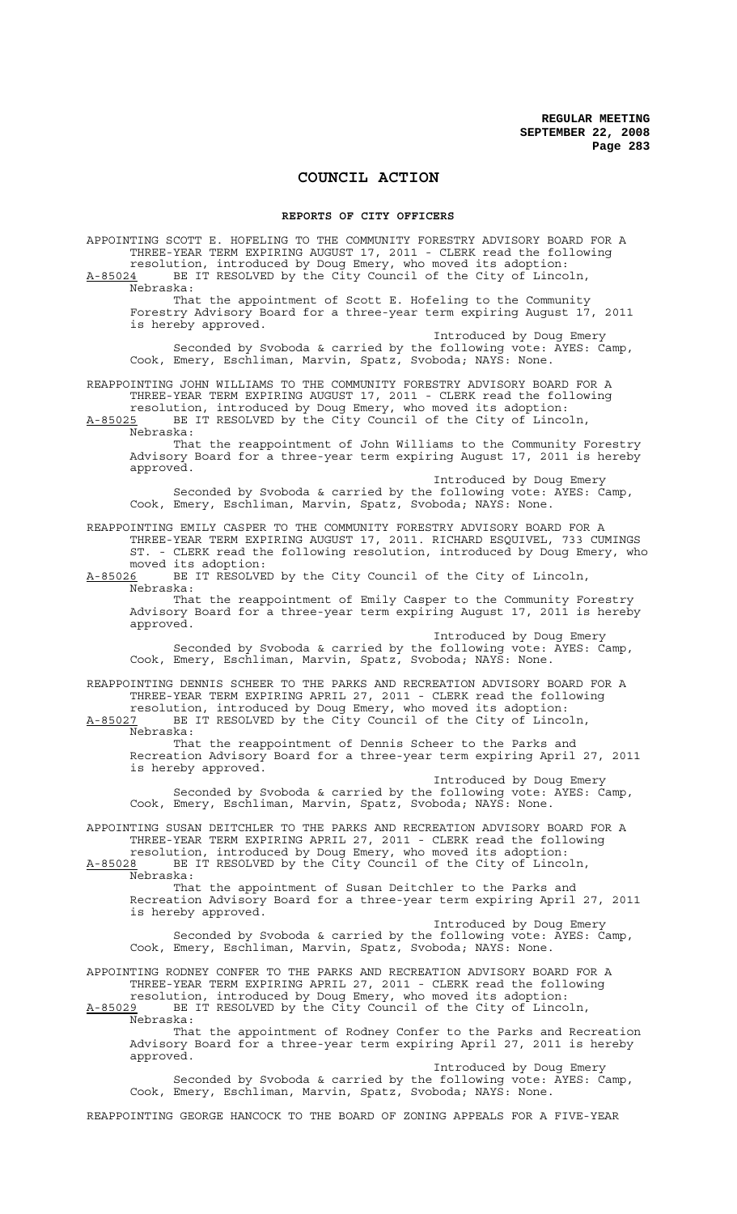# COUNCIL ACTION

## REPORTS OF CITY OFFICERS

APPOINTING SCOTT E. HOFELING TO THE COMMUNITY FORESTRY ADVISORY BOARD FOR A THREE-YEAR TERM EXPIRING AUGUST 17, 2011 - CLERK read the following resolution, introduced by Doug Emery, who moved its adoption:

A-85024 BE IT RESOLVED by the City Council of the City of Lincoln, Nebraska:

That the appointment of Scott E. Hofeling to the Community Forestry Advisory Board for a three-year term expiring August 17, 2011 is hereby approved.

Introduced by Doug Emery

Seconded by Svoboda & carried by the following vote: AYES: Camp, Cook, Emery, Eschliman, Marvin, Spatz, Svoboda; NAYS: None.

REAPPOINTING JOHN WILLIAMS TO THE COMMUNITY FORESTRY ADVISORY BOARD FOR A THREE-YEAR TERM EXPIRING AUGUST 17, 2011 - CLERK read the following resolution, introduced by Doug Emery, who moved its adoption:

A-85025 BE IT RESOLVED by the City Council of the City of Lincoln, Nebraska:

That the reappointment of John Williams to the Community Forestry Advisory Board for a three-year term expiring August 17, 2011 is hereby approved.

Introduced by Doug Emery

Seconded by Svoboda & carried by the following vote: AYES: Camp, Cook, Emery, Eschliman, Marvin, Spatz, Svoboda; NAYS: None.

REAPPOINTING EMILY CASPER TO THE COMMUNITY FORESTRY ADVISORY BOARD FOR A THREE-YEAR TERM EXPIRING AUGUST 17, 2011. RICHARD ESQUIVEL, 733 CUMINGS ST. - CLERK read the following resolution, introduced by Doug Emery, who moved its adoption:

A-85026 BE IT RESOLVED by the City Council of the City of Lincoln, Nebraska:

That the reappointment of Emily Casper to the Community Forestry Advisory Board for a three-year term expiring August 17, 2011 is hereby approved.

Introduced by Doug Emery

Seconded by Svoboda & carried by the following vote: AYES: Camp, Cook, Emery, Eschliman, Marvin, Spatz, Svoboda; NAYS: None.

REAPPOINTING DENNIS SCHEER TO THE PARKS AND RECREATION ADVISORY BOARD FOR A THREE-YEAR TERM EXPIRING APRIL 27, 2011 - CLERK read the following resolution, introduced by Doug Emery, who moved its adoption:

A-85027 BE IT RESOLVED by the City Council of the City of Lincoln, Nebraska:

That the reappointment of Dennis Scheer to the Parks and Recreation Advisory Board for a three-year term expiring April 27, 2011 is hereby approved.

Introduced by Doug Emery

Seconded by Svoboda & carried by the following vote: AYES: Camp, Cook, Emery, Eschliman, Marvin, Spatz, Svoboda; NAYS: None.

APPOINTING SUSAN DEITCHLER TO THE PARKS AND RECREATION ADVISORY BOARD FOR A THREE-YEAR TERM EXPIRING APRIL 27, 2011 - CLERK read the following resolution, introduced by Doug Emery, who moved its adoption:

A-85028 BE IT RESOLVED by the City Council of the City of Lincoln, Nebraska:

That the appointment of Susan Deitchler to the Parks and Recreation Advisory Board for a three-year term expiring April 27, 2011 is hereby approved.

Introduced by Doug Emery

Seconded by Svoboda & carried by the following vote: AYES: Camp, Cook, Emery, Eschliman, Marvin, Spatz, Svoboda; NAYS: None.

APPOINTING RODNEY CONFER TO THE PARKS AND RECREATION ADVISORY BOARD FOR A THREE-YEAR TERM EXPIRING APRIL 27, 2011 - CLERK read the following resolution, introduced by Doug Emery, who moved its adoption:

A-85029 BE IT RESOLVED by the City Council of the City of Lincoln, Nebraska:

That the appointment of Rodney Confer to the Parks and Recreation Advisory Board for a three-year term expiring April 27, 2011 is hereby approved.

Introduced by Doug Emery

Seconded by Svoboda & carried by the following vote: AYES: Camp, Cook, Emery, Eschliman, Marvin, Spatz, Svoboda; NAYS: None.

REAPPOINTING GEORGE HANCOCK TO THE BOARD OF ZONING APPEALS FOR A FIVE-YEAR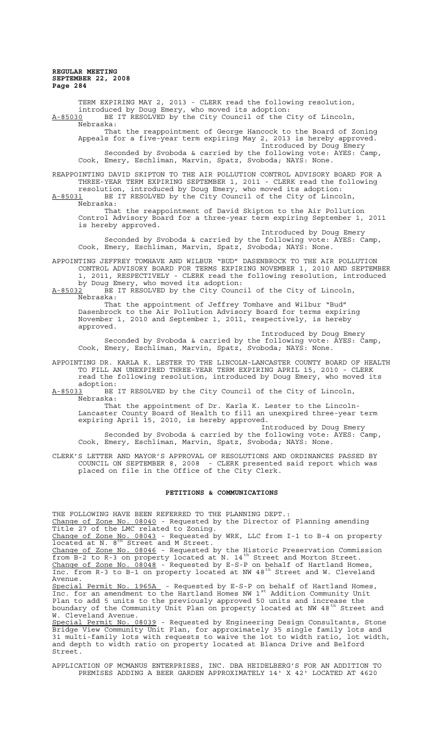TERM EXPIRING MAY 2, 2013 - CLERK read the following resolution, introduced by Doug Emery, who moved its adoption:

A-85030 BE IT RESOLVED by the City Council of the City of Lincoln, Nebraska:

That the reappointment of George Hancock to the Board of Zoning Appeals for a five-year term expiring May 2, 2013 is hereby approved.

Introduced by Doug Emery

Seconded by Svoboda & carried by the following vote: AYES: Camp, Cook, Emery, Eschliman, Marvin, Spatz, Svoboda; NAYS: None.

REAPPOINTING DAVID SKIPTON TO THE AIR POLLUTION CONTROL ADVISORY BOARD FOR A THREE-YEAR TERM EXPIRING SEPTEMBER 1, 2011 - CLERK read the following resolution, introduced by Doug Emery, who moved its adoption:

A-85031 BE IT RESOLVED by the City Council of the City of Lincoln, Nebraska:

That the reappointment of David Skipton to the Air Pollution Control Advisory Board for a three-year term expiring September 1, 2011 is hereby approved.

Introduced by Doug Emery

Seconded by Svoboda & carried by the following vote: AYES: Camp, Cook, Emery, Eschliman, Marvin, Spatz, Svoboda; NAYS: None.

APPOINTING JEFFREY TOMHAVE AND WILBUR "BUD" DASENBROCK TO THE AIR POLLUTION CONTROL ADVISORY BOARD FOR TERMS EXPIRING NOVEMBER 1, 2010 AND SEPTEMBER 1, 2011, RESPECTIVELY - CLERK read the following resolution, introduced by Doug Emery, who moved its adoption:

A-85032 BE IT RESOLVED by the City Council of the City of Lincoln, Nebraska:

That the appointment of Jeffrey Tomhave and Wilbur "Bud" Dasenbrock to the Air Pollution Advisory Board for terms expiring November 1, 2010 and September 1, 2011, respectively, is hereby approved.

Introduced by Doug Emery

Seconded by Svoboda & carried by the following vote: AYES: Camp, Cook, Emery, Eschliman, Marvin, Spatz, Svoboda; NAYS: None.

APPOINTING DR. KARLA K. LESTER TO THE LINCOLN-LANCASTER COUNTY BOARD OF HEALTH TO FILL AN UNEXPIRED THREE-YEAR TERM EXPIRING APRIL 15, 2010 - CLERK read the following resolution, introduced by Doug Emery, who moved its adoption:

A-85033 BE IT RESOLVED by the City Council of the City of Lincoln, Nebraska:

That the appointment of Dr. Karla K. Lester to the Lincoln-Lancaster County Board of Health to fill an unexpired three-year term expiring April 15, 2010, is hereby approved.

Introduced by Doug Emery

Seconded by Svoboda & carried by the following vote: AYES: Camp, Cook, Emery, Eschliman, Marvin, Spatz, Svoboda; NAYS: None.

CLERK'S LETTER AND MAYOR'S APPROVAL OF RESOLUTIONS AND ORDINANCES PASSED BY COUNCIL ON SEPTEMBER 8, 2008 - CLERK presented said report which was placed on file in the Office of the City Clerk.

## PETITIONS & COMMUNICATIONS

THE FOLLOWING HAVE BEEN REFERRED TO THE PLANNING DEPT.:

Change of Zone No. 08040 - Requested by the Director of Planning amending Title 27 of the LMC related to Zoning.

Change of Zone No. 08043 - Requested by WRK, LLC from I-1 to B-4 on property located at N. 8th Street and M Street.

Change of Zone No. 08046 - Requested by the Historic Preservation Commission from B-2 to R-3 on property located at N. 14th Street and Morton Street.

Change of Zone No. 08048 - Requested by E-S-P on behalf of Hartland Homes, Inc. from R-3 to B-1 on property located at NW 48th Street and W. Cleveland Avenue.

Special Permit No. 1965A - Requested by E-S-P on behalf of Hartland Homes, Inc. for an amendment to the Hartland Homes NW 1st Addition Community Unit Plan to add 5 units to the previously approved 50 units and increase the boundary of the Community Unit Plan on property located at NW 48th Street and W. Cleveland Avenue.

Special Permit No. 08039 - Requested by Engineering Design Consultants, Stone Bridge View Community Unit Plan, for approximately 35 single family lots and 31 multi-family lots with requests to waive the lot to width ratio, lot width, and depth to width ratio on property located at Blanca Drive and Belford Street.

APPLICATION OF MCMANUS ENTERPRISES, INC. DBA HEIDELBERG'S FOR AN ADDITION TO PREMISES ADDING A BEER GARDEN APPROXIMATELY 14' X 42' LOCATED AT 4620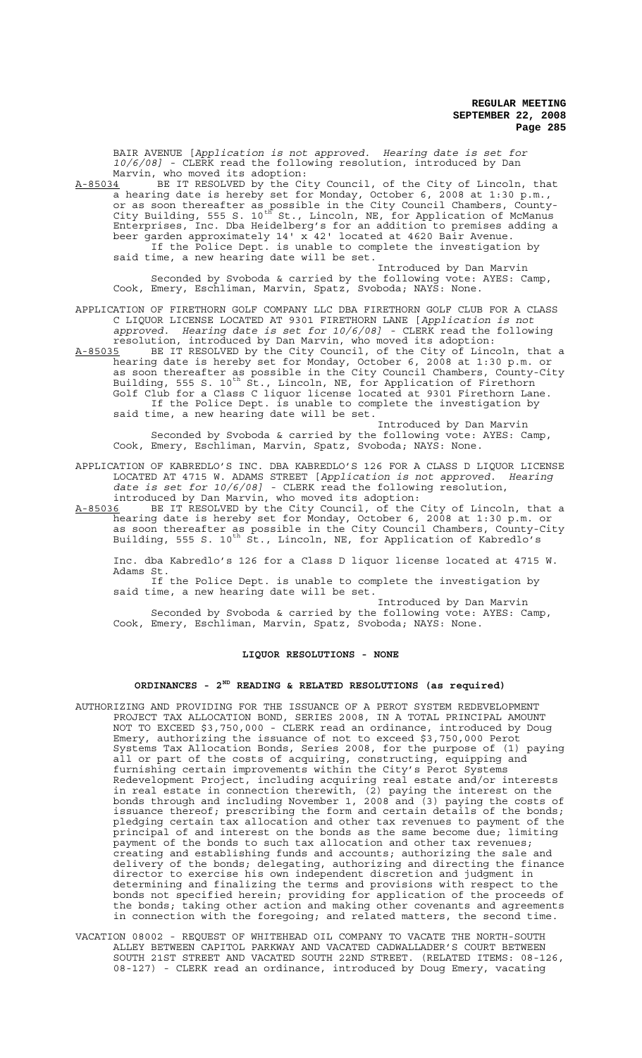BAIR AVENUE [*Application is not approved. Hearing date is set for 10/6/08*] - CLERK read the following resolution, introduced by Dan Marvin, who moved its adoption:

A-85034 BE IT RESOLVED by the City Council, of the City of Lincoln, that a hearing date is hereby set for Monday, October 6, 2008 at 1:30 p.m., or as soon thereafter as possible in the City Council Chambers, County-City Building, 555 S. 10th St., Lincoln, NE, for Application of McManus Enterprises, Inc. Dba Heidelberg's for an addition to premises adding a beer garden approximately 14' x 42' located at 4620 Bair Avenue.

If the Police Dept. is unable to complete the investigation by said time, a new hearing date will be set.

Introduced by Dan Marvin

Seconded by Svoboda & carried by the following vote: AYES: Camp, Cook, Emery, Eschliman, Marvin, Spatz, Svoboda; NAYS: None.

APPLICATION OF FIRETHORN GOLF COMPANY LLC DBA FIRETHORN GOLF CLUB FOR A CLASS C LIQUOR LICENSE LOCATED AT 9301 FIRETHORN LANE [*Application is not approved. Hearing date is set for 10/6/08*] - CLERK read the following resolution, introduced by Dan Marvin, who moved its adoption:

A-85035 BE IT RESOLVED by the City Council, of the City of Lincoln, that a hearing date is hereby set for Monday, October 6, 2008 at 1:30 p.m. or as soon thereafter as possible in the City Council Chambers, County-City Building, 555 S. 10th St., Lincoln, NE, for Application of Firethorn Golf Club for a Class C liquor license located at 9301 Firethorn Lane.

If the Police Dept. is unable to complete the investigation by said time, a new hearing date will be set.

Introduced by Dan Marvin

Seconded by Svoboda & carried by the following vote: AYES: Camp, Cook, Emery, Eschliman, Marvin, Spatz, Svoboda; NAYS: None.

APPLICATION OF KABREDLO'S INC. DBA KABREDLO'S 126 FOR A CLASS D LIQUOR LICENSE LOCATED AT 4715 W. ADAMS STREET [*Application is not approved. Hearing date is set for 10/6/08*] - CLERK read the following resolution, introduced by Dan Marvin, who moved its adoption:

A-85036 BE IT RESOLVED by the City Council, of the City of Lincoln, that a hearing date is hereby set for Monday, October 6, 2008 at 1:30 p.m. or as soon thereafter as possible in the City Council Chambers, County-City Building, 555 S. 10th St., Lincoln, NE, for Application of Kabredlo's Inc. dba Kabredlo's 126 for a Class D liquor license located at 4715 W. Adams St.

If the Police Dept. is unable to complete the investigation by said time, a new hearing date will be set.

Introduced by Dan Marvin

Seconded by Svoboda & carried by the following vote: AYES: Camp, Cook, Emery, Eschliman, Marvin, Spatz, Svoboda; NAYS: None.

## LIQUOR RESOLUTIONS - NONE

## ORDINANCES - 2ND READING & RELATED RESOLUTIONS (as required)

AUTHORIZING AND PROVIDING FOR THE ISSUANCE OF A PEROT SYSTEM REDEVELOPMENT PROJECT TAX ALLOCATION BOND, SERIES 2008, IN A TOTAL PRINCIPAL AMOUNT NOT TO EXCEED $3,750,000 - CLERK read an ordinance, introduced by Doug Emery, authorizing the issuance of not to exceed $3,750,000 Perot Systems Tax Allocation Bonds, Series 2008, for the purpose of (1) paying all or part of the costs of acquiring, constructing, equipping and furnishing certain improvements within the City's Perot Systems Redevelopment Project, including acquiring real estate and/or interests in real estate in connection therewith, (2) paying the interest on the bonds through and including November 1, 2008 and (3) paying the costs of issuance thereof; prescribing the form and certain details of the bonds; pledging certain tax allocation and other tax revenues to payment of the principal of and interest on the bonds as the same become due; limiting payment of the bonds to such tax allocation and other tax revenues; creating and establishing funds and accounts; authorizing the sale and delivery of the bonds; delegating, authorizing and directing the finance director to exercise his own independent discretion and judgment in determining and finalizing the terms and provisions with respect to the bonds not specified herein; providing for application of the proceeds of the bonds; taking other action and making other covenants and agreements in connection with the foregoing; and related matters, the second time.

VACATION 08002 - REQUEST OF WHITEHEAD OIL COMPANY TO VACATE THE NORTH-SOUTH ALLEY BETWEEN CAPITOL PARKWAY AND VACATED CADWALLADER'S COURT BETWEEN SOUTH 21ST STREET AND VACATED SOUTH 22ND STREET. (RELATED ITEMS: 08-126, 08-127) - CLERK read an ordinance, introduced by Doug Emery, vacating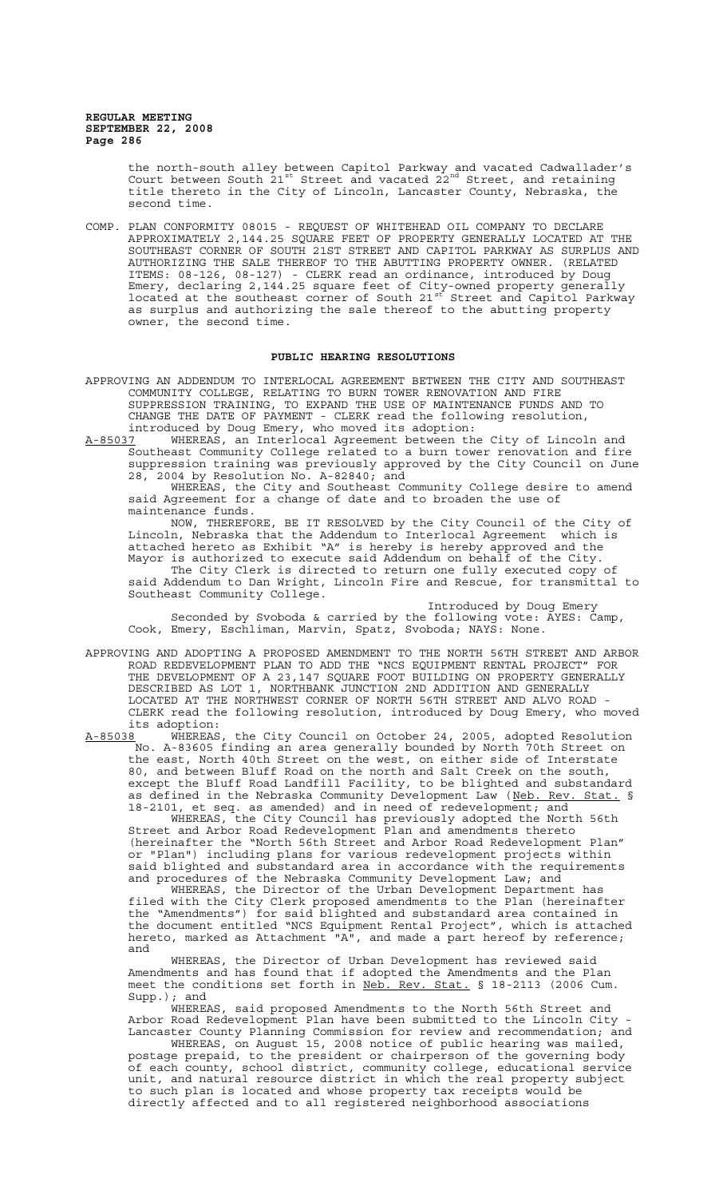the north-south alley between Capitol Parkway and vacated Cadwallader's Court between South 21st Street and vacated 22nd Street, and retaining title thereto in the City of Lincoln, Lancaster County, Nebraska, the second time.

COMP. PLAN CONFORMITY 08015 - REQUEST OF WHITEHEAD OIL COMPANY TO DECLARE APPROXIMATELY 2,144.25 SQUARE FEET OF PROPERTY GENERALLY LOCATED AT THE SOUTHEAST CORNER OF SOUTH 21ST STREET AND CAPITOL PARKWAY AS SURPLUS AND AUTHORIZING THE SALE THEREOF TO THE ABUTTING PROPERTY OWNER. (RELATED ITEMS: 08-126, 08-127) - CLERK read an ordinance, introduced by Doug Emery, declaring 2,144.25 square feet of City-owned property generally located at the southeast corner of South 21st Street and Capitol Parkway as surplus and authorizing the sale thereof to the abutting property owner, the second time.

## PUBLIC HEARING RESOLUTIONS

APPROVING AN ADDENDUM TO INTERLOCAL AGREEMENT BETWEEN THE CITY AND SOUTHEAST COMMUNITY COLLEGE, RELATING TO BURN TOWER RENOVATION AND FIRE SUPPRESSION TRAINING, TO EXPAND THE USE OF MAINTENANCE FUNDS AND TO CHANGE THE DATE OF PAYMENT - CLERK read the following resolution, introduced by Doug Emery, who moved its adoption:

A-85037 WHEREAS, an Interlocal Agreement between the City of Lincoln and Southeast Community College related to a burn tower renovation and fire suppression training was previously approved by the City Council on June 28, 2004 by Resolution No. A-82840; and

WHEREAS, the City and Southeast Community College desire to amend said Agreement for a change of date and to broaden the use of maintenance funds.

NOW, THEREFORE, BE IT RESOLVED by the City Council of the City of Lincoln, Nebraska that the Addendum to Interlocal Agreement which is attached hereto as Exhibit "A" is hereby is hereby approved and the Mayor is authorized to execute said Addendum on behalf of the City.

The City Clerk is directed to return one fully executed copy of said Addendum to Dan Wright, Lincoln Fire and Rescue, for transmittal to Southeast Community College.

Introduced by Doug Emery

Seconded by Svoboda & carried by the following vote: AYES: Camp, Cook, Emery, Eschliman, Marvin, Spatz, Svoboda; NAYS: None.

APPROVING AND ADOPTING A PROPOSED AMENDMENT TO THE NORTH 56TH STREET AND ARBOR ROAD REDEVELOPMENT PLAN TO ADD THE "NCS EQUIPMENT RENTAL PROJECT" FOR THE DEVELOPMENT OF A 23,147 SQUARE FOOT BUILDING ON PROPERTY GENERALLY DESCRIBED AS LOT 1, NORTHBANK JUNCTION 2ND ADDITION AND GENERALLY LOCATED AT THE NORTHWEST CORNER OF NORTH 56TH STREET AND ALVO ROAD - CLERK read the following resolution, introduced by Doug Emery, who moved its adoption:

A-85038 WHEREAS, the City Council on October 24, 2005, adopted Resolution No. A-83605 finding an area generally bounded by North 70th Street on the east, North 40th Street on the west, on either side of Interstate 80, and between Bluff Road on the north and Salt Creek on the south, except the Bluff Road Landfill Facility, to be blighted and substandard as defined in the Nebraska Community Development Law (Neb. Rev. Stat. § 18-2101, et seq. as amended) and in need of redevelopment; and

WHEREAS, the City Council has previously adopted the North 56th Street and Arbor Road Redevelopment Plan and amendments thereto (hereinafter the "North 56th Street and Arbor Road Redevelopment Plan" or "Plan") including plans for various redevelopment projects within said blighted and substandard area in accordance with the requirements and procedures of the Nebraska Community Development Law; and

WHEREAS, the Director of the Urban Development Department has filed with the City Clerk proposed amendments to the Plan (hereinafter the "Amendments") for said blighted and substandard area contained in the document entitled "NCS Equipment Rental Project", which is attached hereto, marked as Attachment "A", and made a part hereof by reference; and

WHEREAS, the Director of Urban Development has reviewed said Amendments and has found that if adopted the Amendments and the Plan meet the conditions set forth in Neb. Rev. Stat. § 18-2113 (2006 Cum. Supp.); and

WHEREAS, said proposed Amendments to the North 56th Street and Arbor Road Redevelopment Plan have been submitted to the Lincoln City - Lancaster County Planning Commission for review and recommendation; and

WHEREAS, on August 15, 2008 notice of public hearing was mailed, postage prepaid, to the president or chairperson of the governing body of each county, school district, community college, educational service unit, and natural resource district in which the real property subject to such plan is located and whose property tax receipts would be directly affected and to all registered neighborhood associations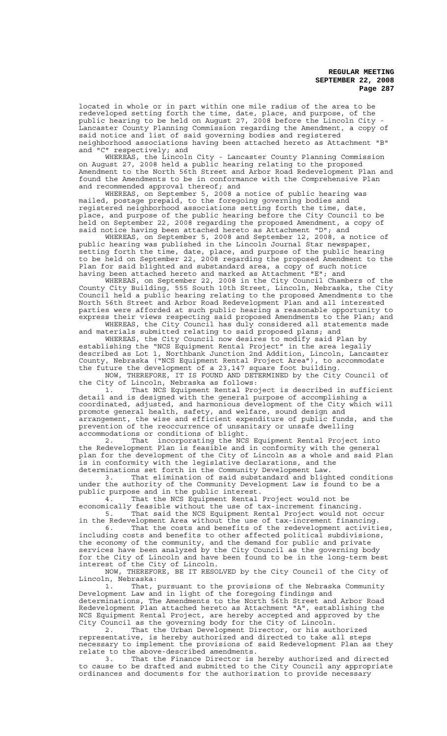located in whole or in part within one mile radius of the area to be redeveloped setting forth the time, date, place, and purpose, of the public hearing to be held on August 27, 2008 before the Lincoln City - Lancaster County Planning Commission regarding the Amendment, a copy of said notice and list of said governing bodies and registered neighborhood associations having been attached hereto as Attachment "B" and "C" respectively; and

WHEREAS, the Lincoln City - Lancaster County Planning Commission on August 27, 2008 held a public hearing relating to the proposed Amendment to the North 56th Street and Arbor Road Redevelopment Plan and found the Amendments to be in conformance with the Comprehensive Plan and recommended approval thereof; and

WHEREAS, on September 5, 2008 a notice of public hearing was mailed, postage prepaid, to the foregoing governing bodies and registered neighborhood associations setting forth the time, date, place, and purpose of the public hearing before the City Council to be held on September 22, 2008 regarding the proposed Amendment, a copy of said notice having been attached hereto as Attachment "D"; and

WHEREAS, on September 5, 2008 and September 12, 2008, a notice of public hearing was published in the Lincoln Journal Star newspaper, setting forth the time, date, place, and purpose of the public hearing to be held on September 22, 2008 regarding the proposed Amendment to the Plan for said blighted and substandard area, a copy of such notice having been attached hereto and marked as Attachment "E"; and

WHEREAS, on September 22, 2008 in the City Council Chambers of the County City Building, 555 South 10th Street, Lincoln, Nebraska, the City Council held a public hearing relating to the proposed Amendments to the North 56th Street and Arbor Road Redevelopment Plan and all interested parties were afforded at such public hearing a reasonable opportunity to express their views respecting said proposed Amendments to the Plan; and

WHEREAS, the City Council has duly considered all statements made and materials submitted relating to said proposed plans; and

WHEREAS, the City Council now desires to modify said Plan by establishing the "NCS Equipment Rental Project" in the area legally described as Lot 1, Northbank Junction 2nd Addition, Lincoln, Lancaster County, Nebraska ("NCS Equipment Rental Project Area"), to accommodate the future the development of a 23,147 square foot building.

NOW, THEREFORE, IT IS FOUND AND DETERMINED by the City Council of the City of Lincoln, Nebraska as follows:

1. That NCS Equipment Rental Project is described in sufficient detail and is designed with the general purpose of accomplishing a coordinated, adjusted, and harmonious development of the City which will promote general health, safety, and welfare, sound design and arrangement, the wise and efficient expenditure of public funds, and the prevention of the reoccurrence of unsanitary or unsafe dwelling accommodations or conditions of blight.

2. That incorporating the NCS Equipment Rental Project into the Redevelopment Plan is feasible and in conformity with the general plan for the development of the City of Lincoln as a whole and said Plan is in conformity with the legislative declarations, and the determinations set forth in the Community Development Law.

3. That elimination of said substandard and blighted conditions under the authority of the Community Development Law is found to be a public purpose and in the public interest.

4. That the NCS Equipment Rental Project would not be economically feasible without the use of tax-increment financing.

5. That said the NCS Equipment Rental Project would not occur in the Redevelopment Area without the use of tax-increment financing.

6. That the costs and benefits of the redevelopment activities, including costs and benefits to other affected political subdivisions, the economy of the community, and the demand for public and private services have been analyzed by the City Council as the governing body for the City of Lincoln and have been found to be in the long-term best interest of the City of Lincoln.

NOW, THEREFORE, BE IT RESOLVED by the City Council of the City of Lincoln, Nebraska:

1. That, pursuant to the provisions of the Nebraska Community Development Law and in light of the foregoing findings and determinations, The Amendments to the North 56th Street and Arbor Road Redevelopment Plan attached hereto as Attachment "A", establishing the NCS Equipment Rental Project, are hereby accepted and approved by the City Council as the governing body for the City of Lincoln.

2. That the Urban Development Director, or his authorized representative, is hereby authorized and directed to take all steps necessary to implement the provisions of said Redevelopment Plan as they relate to the above-described amendments.

3. That the Finance Director is hereby authorized and directed to cause to be drafted and submitted to the City Council any appropriate ordinances and documents for the authorization to provide necessary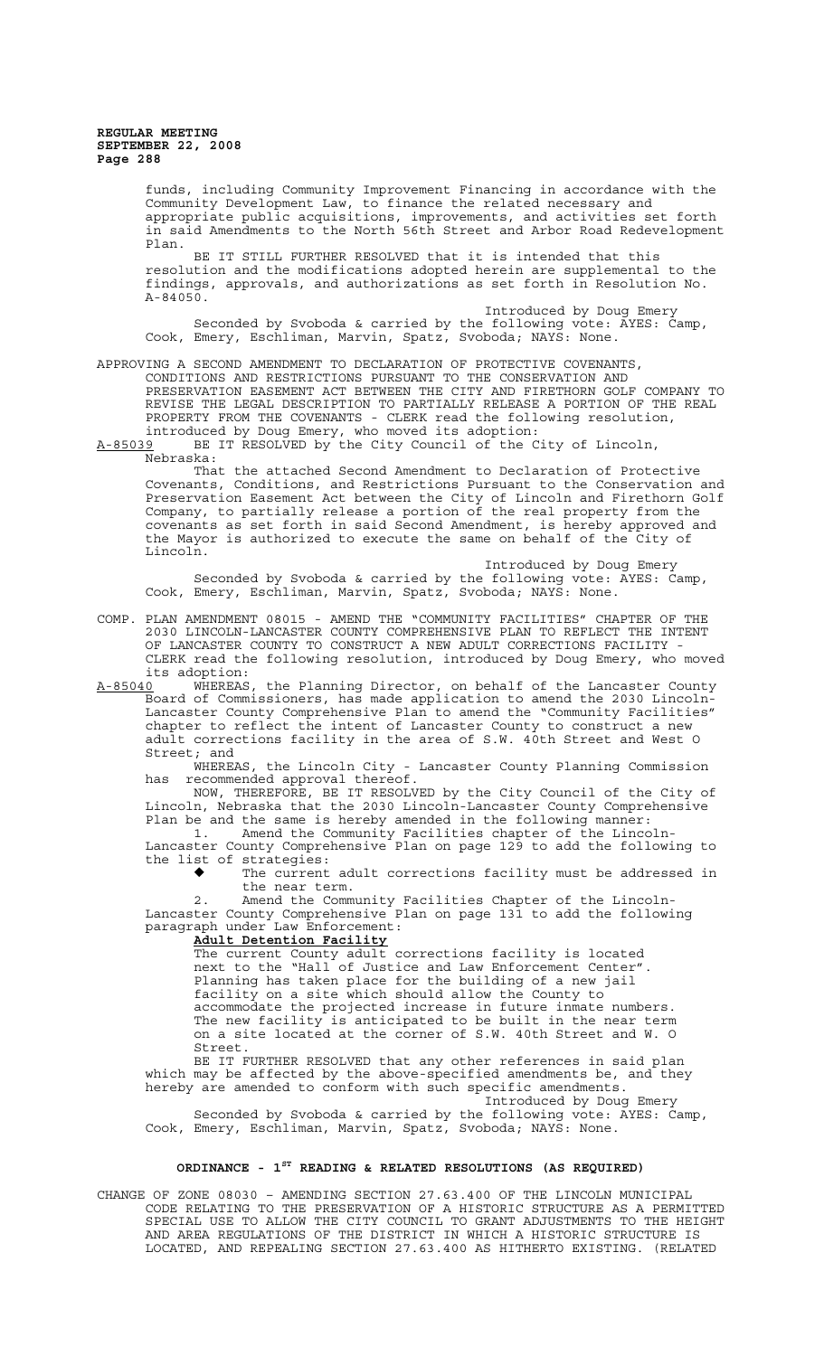funds, including Community Improvement Financing in accordance with the Community Development Law, to finance the related necessary and appropriate public acquisitions, improvements, and activities set forth in said Amendments to the North 56th Street and Arbor Road Redevelopment Plan.

BE IT STILL FURTHER RESOLVED that it is intended that this resolution and the modifications adopted herein are supplemental to the findings, approvals, and authorizations as set forth in Resolution No. A-84050.

Introduced by Doug Emery

Seconded by Svoboda & carried by the following vote: AYES: Camp, Cook, Emery, Eschliman, Marvin, Spatz, Svoboda; NAYS: None.

APPROVING A SECOND AMENDMENT TO DECLARATION OF PROTECTIVE COVENANTS, CONDITIONS AND RESTRICTIONS PURSUANT TO THE CONSERVATION AND PRESERVATION EASEMENT ACT BETWEEN THE CITY AND FIRETHORN GOLF COMPANY TO REVISE THE LEGAL DESCRIPTION TO PARTIALLY RELEASE A PORTION OF THE REAL PROPERTY FROM THE COVENANTS - CLERK read the following resolution, introduced by Doug Emery, who moved its adoption:

A-85039 BE IT RESOLVED by the City Council of the City of Lincoln, Nebraska:

That the attached Second Amendment to Declaration of Protective Covenants, Conditions, and Restrictions Pursuant to the Conservation and Preservation Easement Act between the City of Lincoln and Firethorn Golf Company, to partially release a portion of the real property from the covenants as set forth in said Second Amendment, is hereby approved and the Mayor is authorized to execute the same on behalf of the City of Lincoln.

Introduced by Doug Emery

Seconded by Svoboda & carried by the following vote: AYES: Camp, Cook, Emery, Eschliman, Marvin, Spatz, Svoboda; NAYS: None.

COMP. PLAN AMENDMENT 08015 - AMEND THE "COMMUNITY FACILITIES" CHAPTER OF THE 2030 LINCOLN-LANCASTER COUNTY COMPREHENSIVE PLAN TO REFLECT THE INTENT OF LANCASTER COUNTY TO CONSTRUCT A NEW ADULT CORRECTIONS FACILITY - CLERK read the following resolution, introduced by Doug Emery, who moved its adoption:

A-85040 WHEREAS, the Planning Director, on behalf of the Lancaster County Board of Commissioners, has made application to amend the 2030 Lincoln-Lancaster County Comprehensive Plan to amend the "Community Facilities" chapter to reflect the intent of Lancaster County to construct a new adult corrections facility in the area of S.W. 40th Street and West O Street; and

WHEREAS, the Lincoln City - Lancaster County Planning Commission has recommended approval thereof.

NOW, THEREFORE, BE IT RESOLVED by the City Council of the City of Lincoln, Nebraska that the 2030 Lincoln-Lancaster County Comprehensive Plan be and the same is hereby amended in the following manner:

1. Amend the Community Facilities chapter of the Lincoln-Lancaster County Comprehensive Plan on page 129 to add the following to the list of strategies:

   - The current adult corrections facility must be addressed in the near term.

2. Amend the Community Facilities Chapter of the Lincoln-Lancaster County Comprehensive Plan on page 131 to add the following paragraph under Law Enforcement:

   **Adult Detention Facility**

   The current County adult corrections facility is located next to the "Hall of Justice and Law Enforcement Center". Planning has taken place for the building of a new jail facility on a site which should allow the County to accommodate the projected increase in future inmate numbers. The new facility is anticipated to be built in the near term on a site located at the corner of S.W. 40th Street and W. O Street.

BE IT FURTHER RESOLVED that any other references in said plan which may be affected by the above-specified amendments be, and they hereby are amended to conform with such specific amendments.

Introduced by Doug Emery

Seconded by Svoboda & carried by the following vote: AYES: Camp, Cook, Emery, Eschliman, Marvin, Spatz, Svoboda; NAYS: None.

## ORDINANCE - 1ST READING & RELATED RESOLUTIONS (AS REQUIRED)

CHANGE OF ZONE 08030 – AMENDING SECTION 27.63.400 OF THE LINCOLN MUNICIPAL CODE RELATING TO THE PRESERVATION OF A HISTORIC STRUCTURE AS A PERMITTED SPECIAL USE TO ALLOW THE CITY COUNCIL TO GRANT ADJUSTMENTS TO THE HEIGHT AND AREA REGULATIONS OF THE DISTRICT IN WHICH A HISTORIC STRUCTURE IS LOCATED, AND REPEALING SECTION 27.63.400 AS HITHERTO EXISTING. (RELATED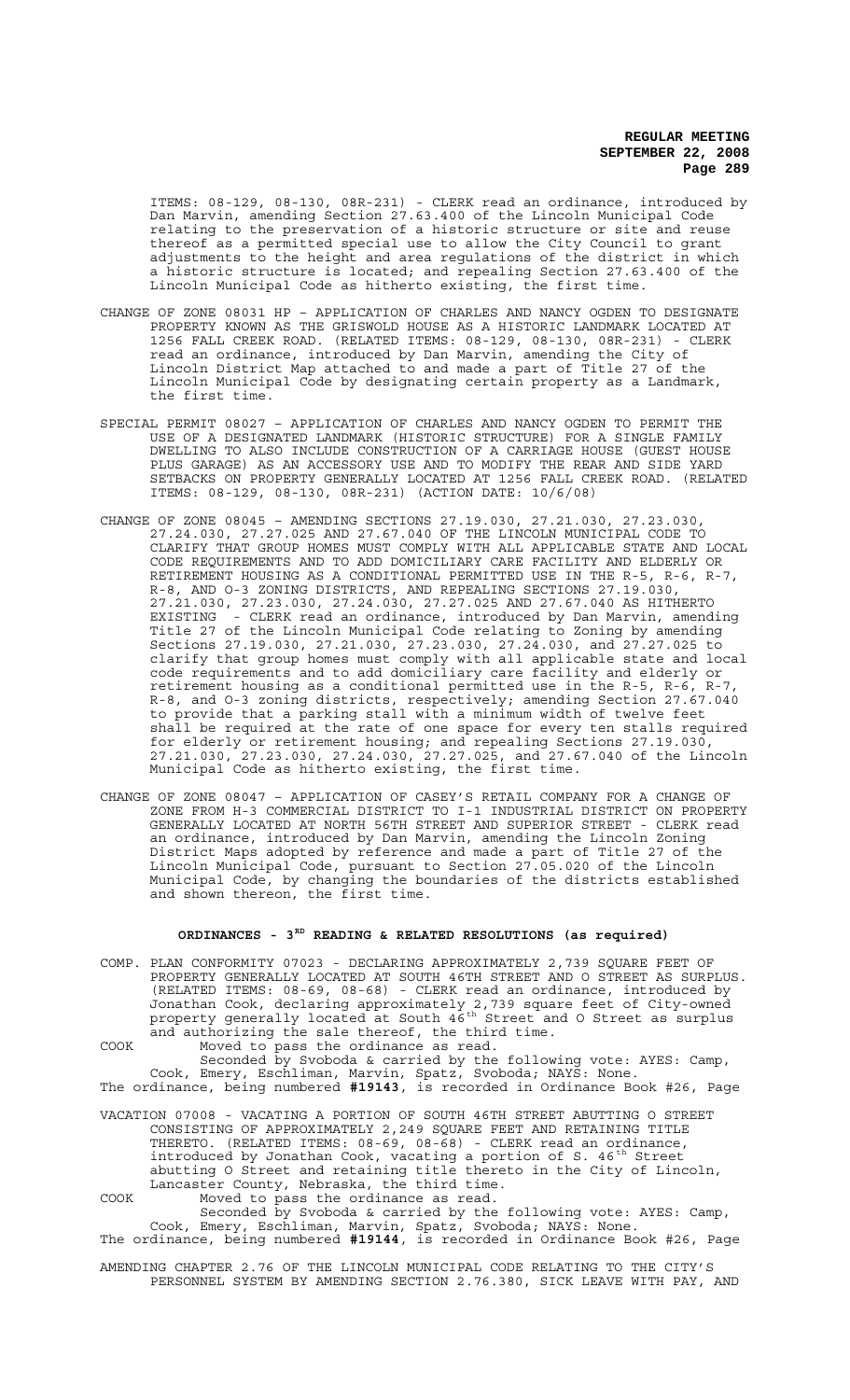ITEMS: 08-129, 08-130, 08R-231) - CLERK read an ordinance, introduced by Dan Marvin, amending Section 27.63.400 of the Lincoln Municipal Code relating to the preservation of a historic structure or site and reuse thereof as a permitted special use to allow the City Council to grant adjustments to the height and area regulations of the district in which a historic structure is located; and repealing Section 27.63.400 of the Lincoln Municipal Code as hitherto existing, the first time.

CHANGE OF ZONE 08031 HP – APPLICATION OF CHARLES AND NANCY OGDEN TO DESIGNATE PROPERTY KNOWN AS THE GRISWOLD HOUSE AS A HISTORIC LANDMARK LOCATED AT 1256 FALL CREEK ROAD. (RELATED ITEMS: 08-129, 08-130, 08R-231) - CLERK read an ordinance, introduced by Dan Marvin, amending the City of Lincoln District Map attached to and made a part of Title 27 of the Lincoln Municipal Code by designating certain property as a Landmark, the first time.

SPECIAL PERMIT 08027 – APPLICATION OF CHARLES AND NANCY OGDEN TO PERMIT THE USE OF A DESIGNATED LANDMARK (HISTORIC STRUCTURE) FOR A SINGLE FAMILY DWELLING TO ALSO INCLUDE CONSTRUCTION OF A CARRIAGE HOUSE (GUEST HOUSE PLUS GARAGE) AS AN ACCESSORY USE AND TO MODIFY THE REAR AND SIDE YARD SETBACKS ON PROPERTY GENERALLY LOCATED AT 1256 FALL CREEK ROAD. (RELATED ITEMS: 08-129, 08-130, 08R-231) (ACTION DATE: 10/6/08)

CHANGE OF ZONE 08045 – AMENDING SECTIONS 27.19.030, 27.21.030, 27.23.030, 27.24.030, 27.27.025 AND 27.67.040 OF THE LINCOLN MUNICIPAL CODE TO CLARIFY THAT GROUP HOMES MUST COMPLY WITH ALL APPLICABLE STATE AND LOCAL CODE REQUIREMENTS AND TO ADD DOMICILIARY CARE FACILITY AND ELDERLY OR RETIREMENT HOUSING AS A CONDITIONAL PERMITTED USE IN THE R-5, R-6, R-7, R-8, AND O-3 ZONING DISTRICTS, AND REPEALING SECTIONS 27.19.030, 27.21.030, 27.23.030, 27.24.030, 27.27.025 AND 27.67.040 AS HITHERTO EXISTING - CLERK read an ordinance, introduced by Dan Marvin, amending Title 27 of the Lincoln Municipal Code relating to Zoning by amending Sections 27.19.030, 27.21.030, 27.23.030, 27.24.030, and 27.27.025 to clarify that group homes must comply with all applicable state and local code requirements and to add domiciliary care facility and elderly or retirement housing as a conditional permitted use in the R-5, R-6, R-7, R-8, and O-3 zoning districts, respectively; amending Section 27.67.040 to provide that a parking stall with a minimum width of twelve feet shall be required at the rate of one space for every ten stalls required for elderly or retirement housing; and repealing Sections 27.19.030, 27.21.030, 27.23.030, 27.24.030, 27.27.025, and 27.67.040 of the Lincoln Municipal Code as hitherto existing, the first time.

CHANGE OF ZONE 08047 – APPLICATION OF CASEY'S RETAIL COMPANY FOR A CHANGE OF ZONE FROM H-3 COMMERCIAL DISTRICT TO I-1 INDUSTRIAL DISTRICT ON PROPERTY GENERALLY LOCATED AT NORTH 56TH STREET AND SUPERIOR STREET - CLERK read an ordinance, introduced by Dan Marvin, amending the Lincoln Zoning District Maps adopted by reference and made a part of Title 27 of the Lincoln Municipal Code, pursuant to Section 27.05.020 of the Lincoln Municipal Code, by changing the boundaries of the districts established and shown thereon, the first time.

## ORDINANCES - 3RD READING & RELATED RESOLUTIONS (as required)

COMP. PLAN CONFORMITY 07023 - DECLARING APPROXIMATELY 2,739 SQUARE FEET OF PROPERTY GENERALLY LOCATED AT SOUTH 46TH STREET AND O STREET AS SURPLUS. (RELATED ITEMS: 08-69, 08-68) - CLERK read an ordinance, introduced by Jonathan Cook, declaring approximately 2,739 square feet of City-owned property generally located at South 46th Street and O Street as surplus and authorizing the sale thereof, the third time.

COOK Moved to pass the ordinance as read.

Seconded by Svoboda & carried by the following vote: AYES: Camp, Cook, Emery, Eschliman, Marvin, Spatz, Svoboda; NAYS: None.

The ordinance, being numbered **#19143**, is recorded in Ordinance Book #26, Page

VACATION 07008 - VACATING A PORTION OF SOUTH 46TH STREET ABUTTING O STREET CONSISTING OF APPROXIMATELY 2,249 SQUARE FEET AND RETAINING TITLE THERETO. (RELATED ITEMS: 08-69, 08-68) - CLERK read an ordinance, introduced by Jonathan Cook, vacating a portion of S. 46th Street abutting O Street and retaining title thereto in the City of Lincoln, Lancaster County, Nebraska, the third time.

COOK Moved to pass the ordinance as read.

Seconded by Svoboda & carried by the following vote: AYES: Camp, Cook, Emery, Eschliman, Marvin, Spatz, Svoboda; NAYS: None.

The ordinance, being numbered **#19144**, is recorded in Ordinance Book #26, Page

AMENDING CHAPTER 2.76 OF THE LINCOLN MUNICIPAL CODE RELATING TO THE CITY'S PERSONNEL SYSTEM BY AMENDING SECTION 2.76.380, SICK LEAVE WITH PAY, AND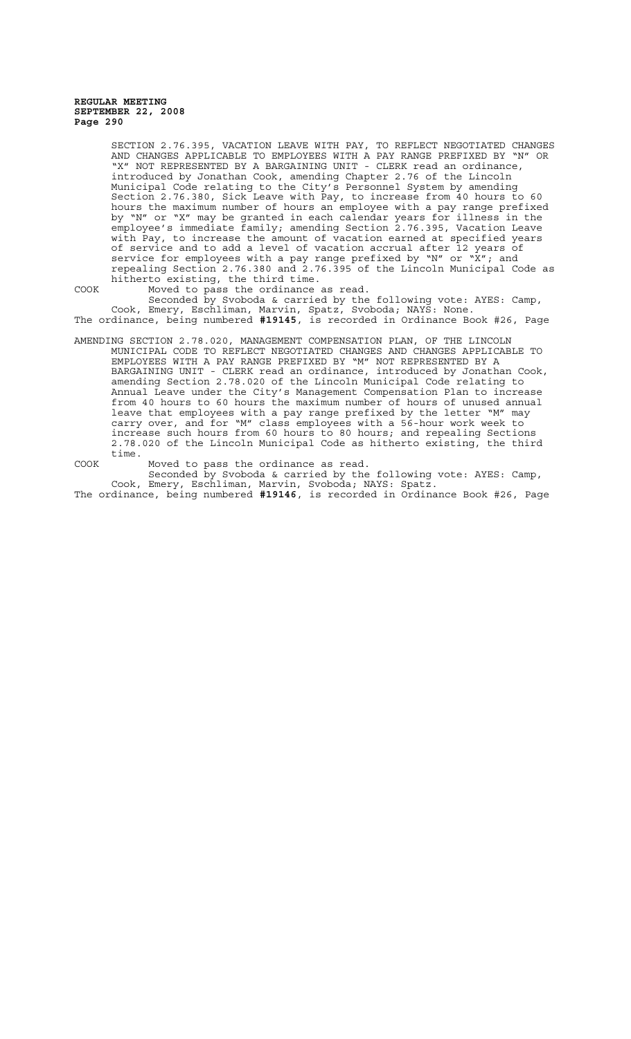SECTION 2.76.395, VACATION LEAVE WITH PAY, TO REFLECT NEGOTIATED CHANGES AND CHANGES APPLICABLE TO EMPLOYEES WITH A PAY RANGE PREFIXED BY "N" OR "X" NOT REPRESENTED BY A BARGAINING UNIT - CLERK read an ordinance, introduced by Jonathan Cook, amending Chapter 2.76 of the Lincoln Municipal Code relating to the City's Personnel System by amending Section 2.76.380, Sick Leave with Pay, to increase from 40 hours to 60 hours the maximum number of hours an employee with a pay range prefixed by "N" or "X" may be granted in each calendar years for illness in the employee's immediate family; amending Section 2.76.395, Vacation Leave with Pay, to increase the amount of vacation earned at specified years of service and to add a level of vacation accrual after 12 years of service for employees with a pay range prefixed by "N" or "X"; and repealing Section 2.76.380 and 2.76.395 of the Lincoln Municipal Code as hitherto existing, the third time.

COOK Moved to pass the ordinance as read.

Seconded by Svoboda & carried by the following vote: AYES: Camp, Cook, Emery, Eschliman, Marvin, Spatz, Svoboda; NAYS: None.

The ordinance, being numbered **#19145**, is recorded in Ordinance Book #26, Page

AMENDING SECTION 2.78.020, MANAGEMENT COMPENSATION PLAN, OF THE LINCOLN MUNICIPAL CODE TO REFLECT NEGOTIATED CHANGES AND CHANGES APPLICABLE TO EMPLOYEES WITH A PAY RANGE PREFIXED BY "M" NOT REPRESENTED BY A BARGAINING UNIT - CLERK read an ordinance, introduced by Jonathan Cook, amending Section 2.78.020 of the Lincoln Municipal Code relating to Annual Leave under the City's Management Compensation Plan to increase from 40 hours to 60 hours the maximum number of hours of unused annual leave that employees with a pay range prefixed by the letter "M" may carry over, and for "M" class employees with a 56-hour work week to increase such hours from 60 hours to 80 hours; and repealing Sections 2.78.020 of the Lincoln Municipal Code as hitherto existing, the third time.

COOK Moved to pass the ordinance as read.

Seconded by Svoboda & carried by the following vote: AYES: Camp, Cook, Emery, Eschliman, Marvin, Svoboda; NAYS: Spatz.

The ordinance, being numbered **#19146**, is recorded in Ordinance Book #26, Page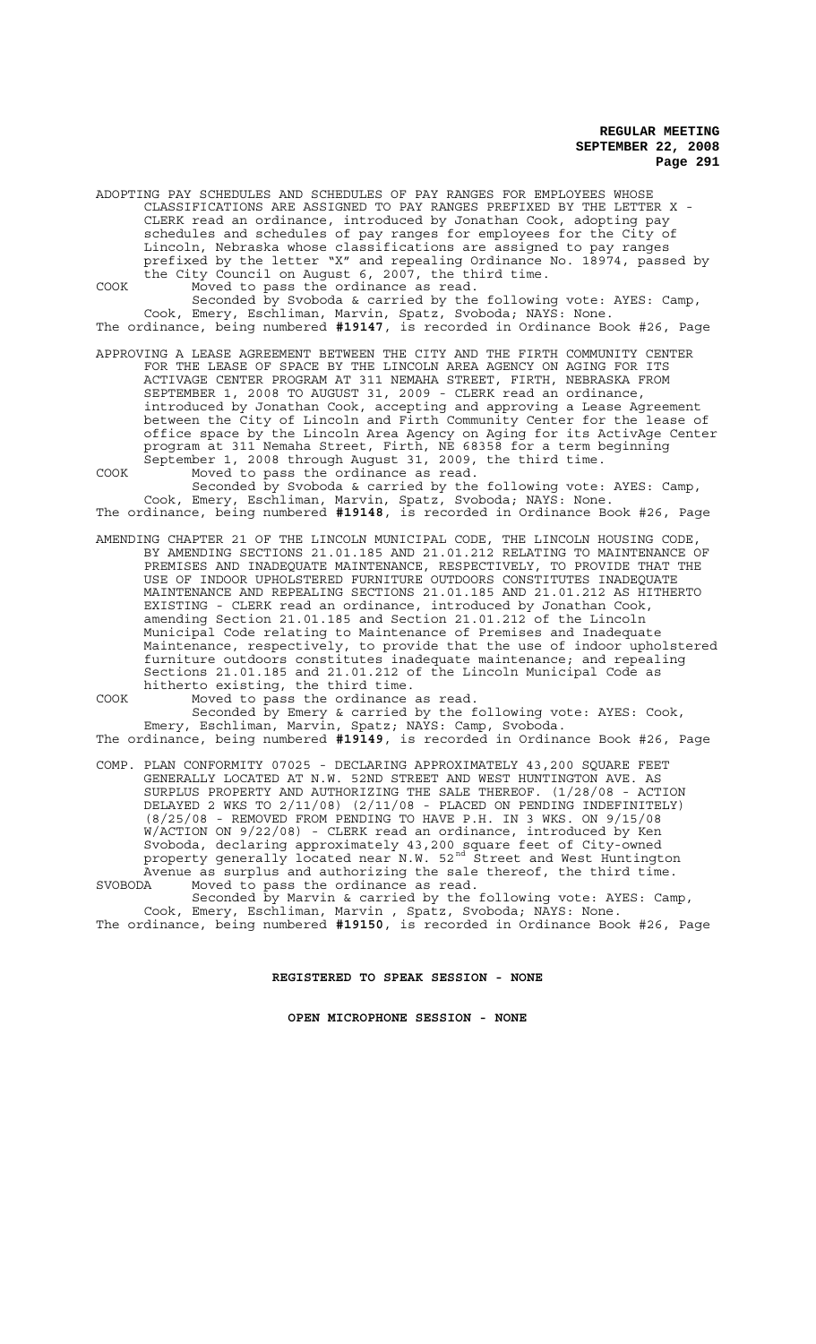ADOPTING PAY SCHEDULES AND SCHEDULES OF PAY RANGES FOR EMPLOYEES WHOSE CLASSIFICATIONS ARE ASSIGNED TO PAY RANGES PREFIXED BY THE LETTER X - CLERK read an ordinance, introduced by Jonathan Cook, adopting pay schedules and schedules of pay ranges for employees for the City of Lincoln, Nebraska whose classifications are assigned to pay ranges prefixed by the letter "X" and repealing Ordinance No. 18974, passed by the City Council on August 6, 2007, the third time.

COOK Moved to pass the ordinance as read.

Seconded by Svoboda & carried by the following vote: AYES: Camp, Cook, Emery, Eschliman, Marvin, Spatz, Svoboda; NAYS: None.

The ordinance, being numbered **#19147**, is recorded in Ordinance Book #26, Page

APPROVING A LEASE AGREEMENT BETWEEN THE CITY AND THE FIRTH COMMUNITY CENTER FOR THE LEASE OF SPACE BY THE LINCOLN AREA AGENCY ON AGING FOR ITS ACTIVAGE CENTER PROGRAM AT 311 NEMAHA STREET, FIRTH, NEBRASKA FROM SEPTEMBER 1, 2008 TO AUGUST 31, 2009 - CLERK read an ordinance, introduced by Jonathan Cook, accepting and approving a Lease Agreement between the City of Lincoln and Firth Community Center for the lease of office space by the Lincoln Area Agency on Aging for its ActivAge Center program at 311 Nemaha Street, Firth, NE 68358 for a term beginning September 1, 2008 through August 31, 2009, the third time.

COOK Moved to pass the ordinance as read.

Seconded by Svoboda & carried by the following vote: AYES: Camp, Cook, Emery, Eschliman, Marvin, Spatz, Svoboda; NAYS: None.

The ordinance, being numbered **#19148**, is recorded in Ordinance Book #26, Page

AMENDING CHAPTER 21 OF THE LINCOLN MUNICIPAL CODE, THE LINCOLN HOUSING CODE, BY AMENDING SECTIONS 21.01.185 AND 21.01.212 RELATING TO MAINTENANCE OF PREMISES AND INADEQUATE MAINTENANCE, RESPECTIVELY, TO PROVIDE THAT THE USE OF INDOOR UPHOLSTERED FURNITURE OUTDOORS CONSTITUTES INADEQUATE MAINTENANCE AND REPEALING SECTIONS 21.01.185 AND 21.01.212 AS HITHERTO EXISTING - CLERK read an ordinance, introduced by Jonathan Cook, amending Section 21.01.185 and Section 21.01.212 of the Lincoln Municipal Code relating to Maintenance of Premises and Inadequate Maintenance, respectively, to provide that the use of indoor upholstered furniture outdoors constitutes inadequate maintenance; and repealing Sections 21.01.185 and 21.01.212 of the Lincoln Municipal Code as hitherto existing, the third time.

COOK Moved to pass the ordinance as read.

Seconded by Emery & carried by the following vote: AYES: Cook, Emery, Eschliman, Marvin, Spatz; NAYS: Camp, Svoboda.

The ordinance, being numbered **#19149**, is recorded in Ordinance Book #26, Page

COMP. PLAN CONFORMITY 07025 - DECLARING APPROXIMATELY 43,200 SQUARE FEET GENERALLY LOCATED AT N.W. 52ND STREET AND WEST HUNTINGTON AVE. AS SURPLUS PROPERTY AND AUTHORIZING THE SALE THEREOF. (1/28/08 - ACTION DELAYED 2 WKS TO 2/11/08) (2/11/08 - PLACED ON PENDING INDEFINITELY) (8/25/08 - REMOVED FROM PENDING TO HAVE P.H. IN 3 WKS. ON 9/15/08 W/ACTION ON 9/22/08) - CLERK read an ordinance, introduced by Ken Svoboda, declaring approximately 43,200 square feet of City-owned property generally located near N.W. 52nd Street and West Huntington Avenue as surplus and authorizing the sale thereof, the third time.

SVOBODA Moved to pass the ordinance as read.

Seconded by Marvin & carried by the following vote: AYES: Camp, Cook, Emery, Eschliman, Marvin , Spatz, Svoboda; NAYS: None.

The ordinance, being numbered **#19150**, is recorded in Ordinance Book #26, Page

**REGISTERED TO SPEAK SESSION - NONE**

**OPEN MICROPHONE SESSION - NONE**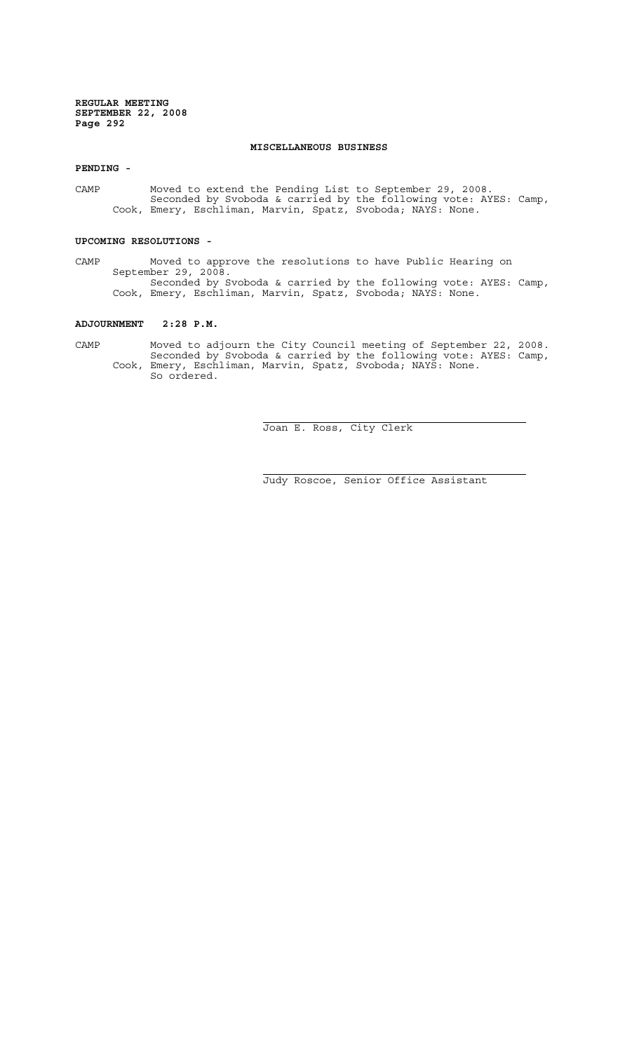## MISCELLANEOUS BUSINESS

**PENDING -**

CAMP Moved to extend the Pending List to September 29, 2008.
Seconded by Svoboda & carried by the following vote: AYES: Camp, Cook, Emery, Eschliman, Marvin, Spatz, Svoboda; NAYS: None.

**UPCOMING RESOLUTIONS -**

CAMP Moved to approve the resolutions to have Public Hearing on September 29, 2008.
Seconded by Svoboda & carried by the following vote: AYES: Camp, Cook, Emery, Eschliman, Marvin, Spatz, Svoboda; NAYS: None.

**ADJOURNMENT 2:28 P.M.**

CAMP Moved to adjourn the City Council meeting of September 22, 2008.
Seconded by Svoboda & carried by the following vote: AYES: Camp, Cook, Emery, Eschliman, Marvin, Spatz, Svoboda; NAYS: None.
So ordered.

Joan E. Ross, City Clerk

Judy Roscoe, Senior Office Assistant